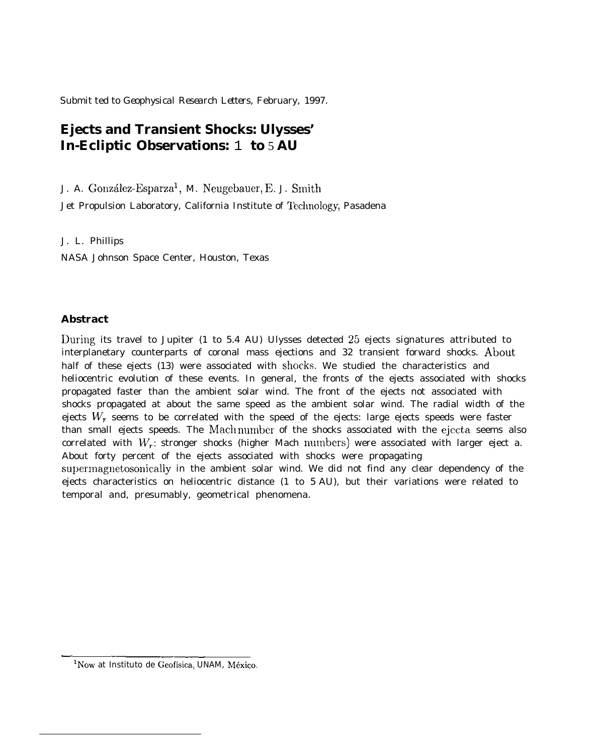Submit ted to Geophysical Research Letters, February, 1997.

# Ejects and Transient Shocks: Ulysses' In-Ecliptic Observations: 1 to 5 AU

J. A. González-Esparza[1], M. Neugebauer, E. J. Smith

Jet Propulsion Laboratory, California Institute of Technology, Pasadena

J. L. Phillips

NASA Johnson Space Center, Houston, Texas

## Abstract

During its travel to Jupiter (1 to 5.4 AU) Ulysses detected 25 ejects signatures attributed to interplanetary counterparts of coronal mass ejections and 32 transient forward shocks. About half of these ejects (13) were associated with shocks. We studied the characteristics and heliocentric evolution of these events. In general, the fronts of the ejects associated with shocks propagated faster than the ambient solar wind. The front of the ejects not associated with shocks propagated at about the same speed as the ambient solar wind. The radial width of the ejects $W_r$ seems to be correlated with the speed of the ejects: large ejects speeds were faster than small ejects speeds. The Mach number of the shocks associated with the ejecta seems also correlated with $W_r$: stronger shocks (higher Mach numbers) were associated with larger eject a. About forty percent of the ejects associated with shocks were propagating supermagnetosonically in the ambient solar wind. We did not find any clear dependency of the ejects characteristics on heliocentric distance (1 to 5 AU), but their variations were related to temporal and, presumably, geometrical phenomena.

[1]Now at Instituto de Geofísica, UNAM, México.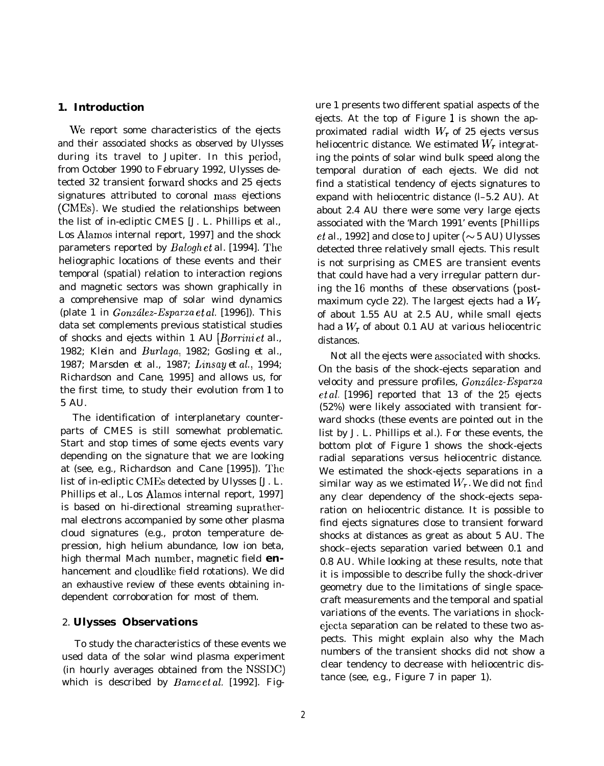## 1. Introduction

We report some characteristics of the ejects and their associated shocks as observed by Ulysses during its travel to Jupiter. In this period, from October 1990 to February 1992, Ulysses detected 32 transient forward shocks and 25 ejects signatures attributed to coronal mass ejections (CMEs). We studied the relationships between the list of in-ecliptic CMES [J. L. Phillips et al., Los Alamos internal report, 1997] and the shock parameters reported by *Balogh et al.* [1994]. The heliographic locations of these events and their temporal (spatial) relation to interaction regions and magnetic sectors was shown graphically in a comprehensive map of solar wind dynamics (plate 1 in *González-Esparza et al.* [1996]). This data set complements previous statistical studies of shocks and ejects within 1 AU [*Borrini et al.*, 1982; Klein and *Burlaga*, 1982; Gosling *et al.*, 1987; Marsden *et al.*, 1987; *Linsay et al.*, 1994; Richardson and Cane, 1995] and allows us, for the first time, to study their evolution from 1 to 5 AU.

The identification of interplanetary counterparts of CMES is still somewhat problematic. Start and stop times of some ejects events vary depending on the signature that we are looking at (see, e.g., Richardson and Cane [1995]). The list of in-ecliptic CMEs detected by Ulysses [J. L. Phillips et al., Los Alamos internal report, 1997] is based on hi-directional streaming suprathermal electrons accompanied by some other plasma cloud signatures (e.g., proton temperature depression, high helium abundance, low ion beta, high thermal Mach number, magnetic field **en**hancement and cloudlike field rotations). We did an exhaustive review of these events obtaining independent corroboration for most of them.

## 2. Ulysses Observations

To study the characteristics of these events we used data of the solar wind plasma experiment (in hourly averages obtained from the NSSDC) which is described by *Bame et al.* [1992]. Figure 1 presents two different spatial aspects of the ejects. At the top of Figure 1 is shown the approximated radial width $W_r$ of 25 ejects versus heliocentric distance. We estimated $W_r$ integrating the points of solar wind bulk speed along the temporal duration of each ejects. We did not find a statistical tendency of ejects signatures to expand with heliocentric distance (l–5.2 AU). At about 2.4 AU there were some very large ejects associated with the 'March 1991' events [Phillips *et* al., 1992] and close to Jupiter ($\sim$ 5 AU) Ulysses detected three relatively small ejects. This result is not surprising as CMES are transient events that could have had a very irregular pattern during the 16 months of these observations (post-maximum cycle 22). The largest ejects had a $W_r$ of about 1.55 AU at 2.5 AU, while small ejects had a $W_r$ of about 0.1 AU at various heliocentric distances.

Not all the ejects were associated with shocks. On the basis of the shock-ejects separation and velocity and pressure profiles, *González-Esparza et al.* [1996] reported that 13 of the 25 ejects (52%) were likely associated with transient forward shocks (these events are pointed out in the list by J. L. Phillips et al.). For these events, the bottom plot of Figure 1 shows the shock-ejects radial separations versus heliocentric distance. We estimated the shock-ejects separations in a similar way as we estimated $W_r$. We did not find any clear dependency of the shock-ejects separation on heliocentric distance. It is possible to find ejects signatures close to transient forward shocks at distances as great as about 5 AU. The shock–ejects separation varied between 0.1 and 0.8 AU. While looking at these results, note that it is impossible to describe fully the shock-driver geometry due to the limitations of single spacecraft measurements and the temporal and spatial variations of the events. The variations in shock-ejecta separation can be related to these two aspects. This might explain also why the Mach numbers of the transient shocks did not show a clear tendency to decrease with heliocentric distance (see, e.g., Figure 7 in paper 1).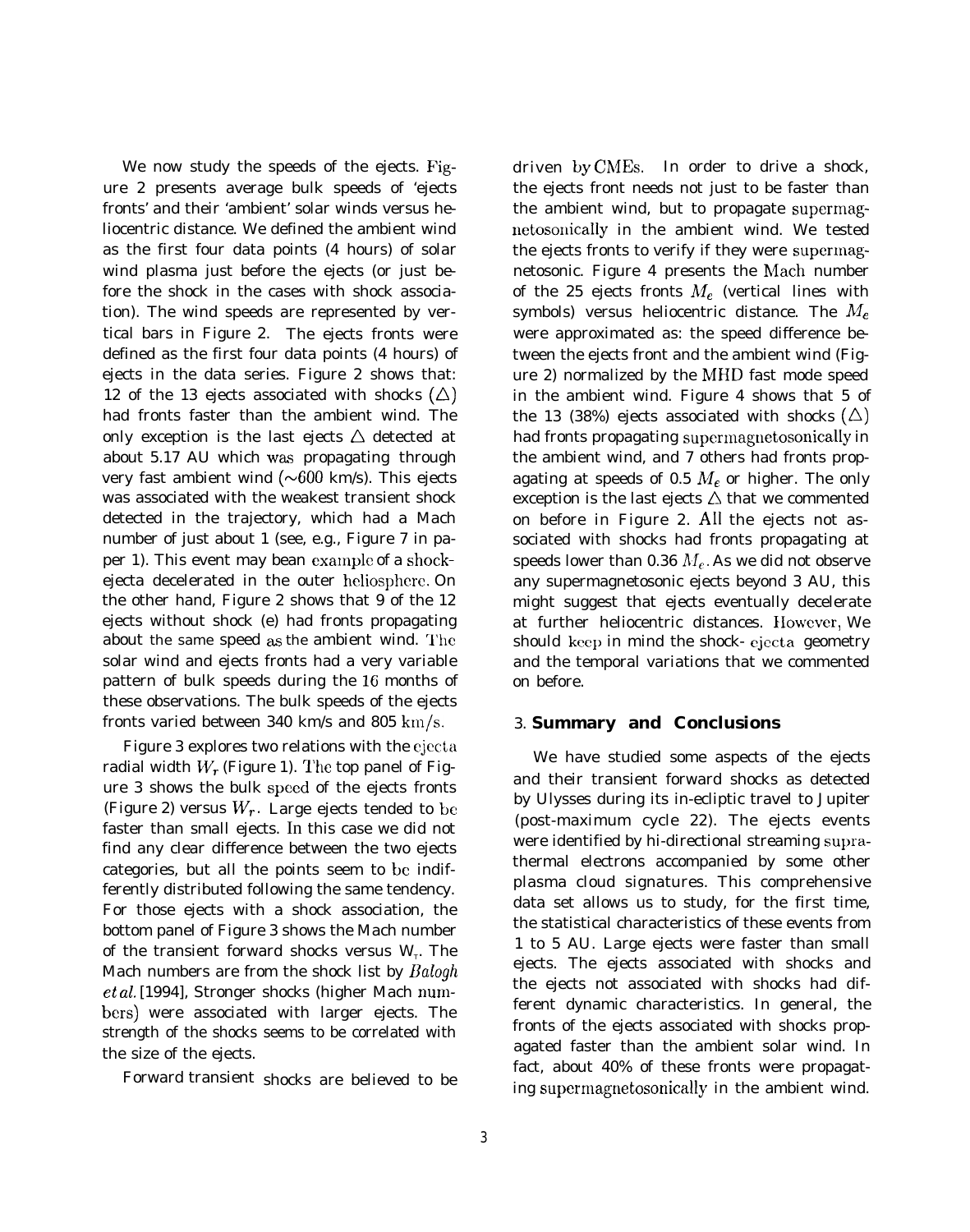We now study the speeds of the ejects. Figure 2 presents average bulk speeds of 'ejects fronts' and their 'ambient' solar winds versus heliocentric distance. We defined the ambient wind as the first four data points (4 hours) of solar wind plasma just before the ejects (or just before the shock in the cases with shock association). The wind speeds are represented by vertical bars in Figure 2. The ejects fronts were defined as the first four data points (4 hours) of ejects in the data series. Figure 2 shows that: 12 of the 13 ejects associated with shocks $(\triangle)$ had fronts faster than the ambient wind. The only exception is the last ejects $\triangle$ detected at about 5.17 AU which was propagating through very fast ambient wind ($\sim$600 km/s). This ejects was associated with the weakest transient shock detected in the trajectory, which had a Mach number of just about 1 (see, e.g., Figure 7 in paper 1). This event may bean example of a shock-ejecta decelerated in the outer heliosphere. On the other hand, Figure 2 shows that 9 of the 12 ejects without shock (e) had fronts propagating about the same speed as the ambient wind. The solar wind and ejects fronts had a very variable pattern of bulk speeds during the 16 months of these observations. The bulk speeds of the ejects fronts varied between 340 km/s and 805 km/s.

Figure 3 explores two relations with the ejecta radial width $W_r$ (Figure 1). The top panel of Figure 3 shows the bulk speed of the ejects fronts (Figure 2) versus $W_r$. Large ejects tended to be faster than small ejects. In this case we did not find any clear difference between the two ejects categories, but all the points seem to be indifferently distributed following the same tendency. For those ejects with a shock association, the bottom panel of Figure 3 shows the Mach number of the transient forward shocks versus $W_r$. The Mach numbers are from the shock list by *Balogh et al.* [1994], Stronger shocks (higher Mach numbers) were associated with larger ejects. The strength of the shocks seems to be correlated with the size of the ejects.

Forward transient shocks are believed to be driven by CMEs. In order to drive a shock, the ejects front needs not just to be faster than the ambient wind, but to propagate supermagnetosonically in the ambient wind. We tested the ejects fronts to verify if they were supermagnetosonic. Figure 4 presents the Mach number of the 25 ejects fronts $M_e$ (vertical lines with symbols) versus heliocentric distance. The $M_e$ were approximated as: the speed difference between the ejects front and the ambient wind (Figure 2) normalized by the MHD fast mode speed in the ambient wind. Figure 4 shows that 5 of the 13 (38%) ejects associated with shocks $(\triangle)$ had fronts propagating supermagnetosonically in the ambient wind, and 7 others had fronts propagating at speeds of 0.5 $M_e$ or higher. The only exception is the last ejects $\triangle$ that we commented on before in Figure 2. All the ejects not associated with shocks had fronts propagating at speeds lower than 0.36 $M_e$. As we did not observe any supermagnetosonic ejects beyond 3 AU, this might suggest that ejects eventually decelerate at further heliocentric distances. However, We should keep in mind the shock- ejecta geometry and the temporal variations that we commented on before.

## 3. Summary and Conclusions

We have studied some aspects of the ejects and their transient forward shocks as detected by Ulysses during its in-ecliptic travel to Jupiter (post-maximum cycle 22). The ejects events were identified by hi-directional streaming suprathermal electrons accompanied by some other plasma cloud signatures. This comprehensive data set allows us to study, for the first time, the statistical characteristics of these events from 1 to 5 AU. Large ejects were faster than small ejects. The ejects associated with shocks and the ejects not associated with shocks had different dynamic characteristics. In general, the fronts of the ejects associated with shocks propagated faster than the ambient solar wind. In fact, about 40% of these fronts were propagating supermagnetosonically in the ambient wind.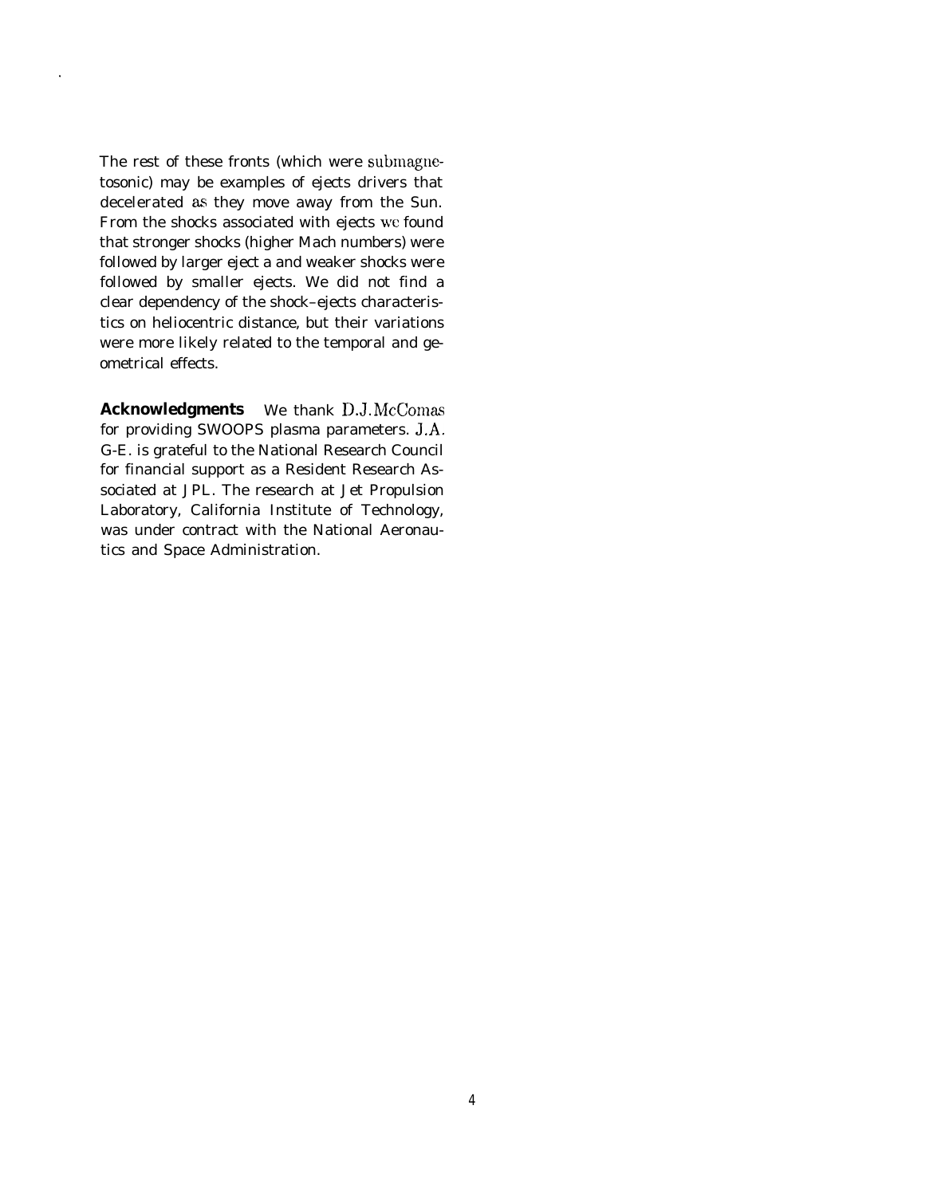The rest of these fronts (which were submagnetosonic) may be examples of ejects drivers that decelerated as they move away from the Sun. From the shocks associated with ejects we found that stronger shocks (higher Mach numbers) were followed by larger eject a and weaker shocks were followed by smaller ejects. We did not find a clear dependency of the shock–ejects characteristics on heliocentric distance, but their variations were more likely related to the temporal and geometrical effects.

**Acknowledgments** We thank D.J. McComas for providing SWOOPS plasma parameters. J.A. G-E. is grateful to the National Research Council for financial support as a Resident Research Associated at JPL. The research at Jet Propulsion Laboratory, California Institute of Technology, was under contract with the National Aeronautics and Space Administration.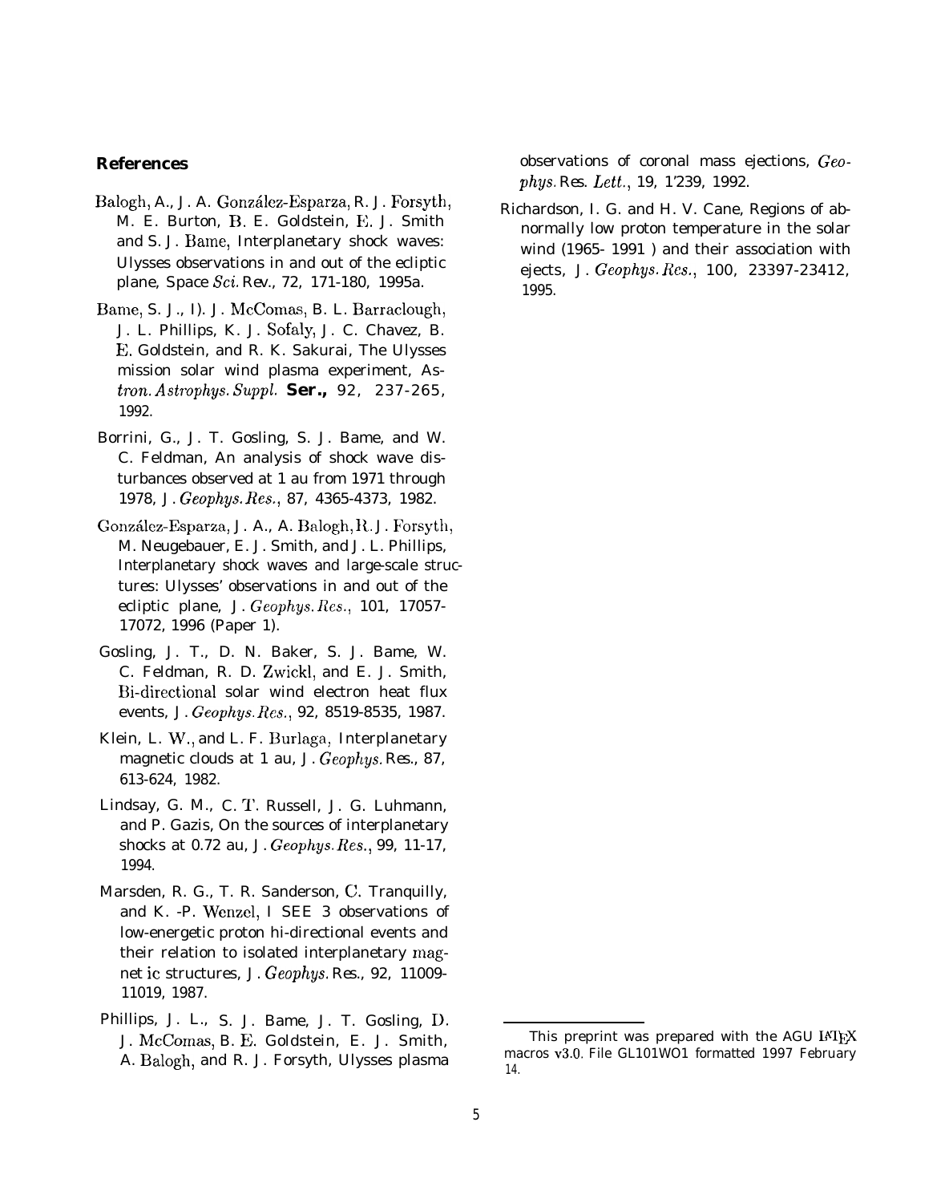## References

Balogh, A., J. A. González-Esparza, R. J. Forsyth, M. E. Burton, B. E. Goldstein, E. J. Smith and S. J. Bame, Interplanetary shock waves: Ulysses observations in and out of the ecliptic plane, Space *Sci.* Rev., 72, 171-180, 1995a.

Bame, S. J., I). J. McComas, B. L. Barraclough, J. L. Phillips, K. J. Sofaly, J. C. Chavez, B. E. Goldstein, and R. K. Sakurai, The Ulysses mission solar wind plasma experiment, *Astron. Astrophys. Suppl.* **Ser.,** 92, 237-265, 1992.

Borrini, G., J. T. Gosling, S. J. Bame, and W. C. Feldman, An analysis of shock wave disturbances observed at 1 au from 1971 through 1978, J. *Geophys. Res.*, 87, 4365-4373, 1982.

González-Esparza, J. A., A. Balogh, R. J. Forsyth, M. Neugebauer, E. J. Smith, and J. L. Phillips, Interplanetary shock waves and large-scale structures: Ulysses' observations in and out of the ecliptic plane, J. *Geophys. Res.*, 101, 17057-17072, 1996 (Paper 1).

Gosling, J. T., D. N. Baker, S. J. Bame, W. C. Feldman, R. D. Zwickl, and E. J. Smith, Bi-directional solar wind electron heat flux events, J. *Geophys. Res.*, 92, 8519-8535, 1987.

Klein, L. W., and L. F. Burlaga, Interplanetary magnetic clouds at 1 au, J. *Geophys.* Res., 87, 613-624, 1982.

Lindsay, G. M., C. T. Russell, J. G. Luhmann, and P. Gazis, On the sources of interplanetary shocks at 0.72 au, J. *Geophys. Res.*, 99, 11-17, 1994.

Marsden, R. G., T. R. Sanderson, C. Tranquilly, and K. -P. Wenzel, I SEE 3 observations of low-energetic proton hi-directional events and their relation to isolated interplanetary magnet ic structures, J. *Geophys.* Res., 92, 11009-11019, 1987.

Phillips, J. L., S. J. Bame, J. T. Gosling, D. J. McComas, B. E. Goldstein, E. J. Smith, A. Balogh, and R. J. Forsyth, Ulysses plasma observations of coronal mass ejections, *Geophys.* Res. *Lett.*, 19, 1'239, 1992.

Richardson, I. G. and H. V. Cane, Regions of abnormally low proton temperature in the solar wind (1965- 1991 ) and their association with ejects, J. *Geophys. Res.*, 100, 23397-23412, 1995.

---

This preprint was prepared with the AGU LaTeX macros v3.0. File GL101WO1 formatted 1997 February 14.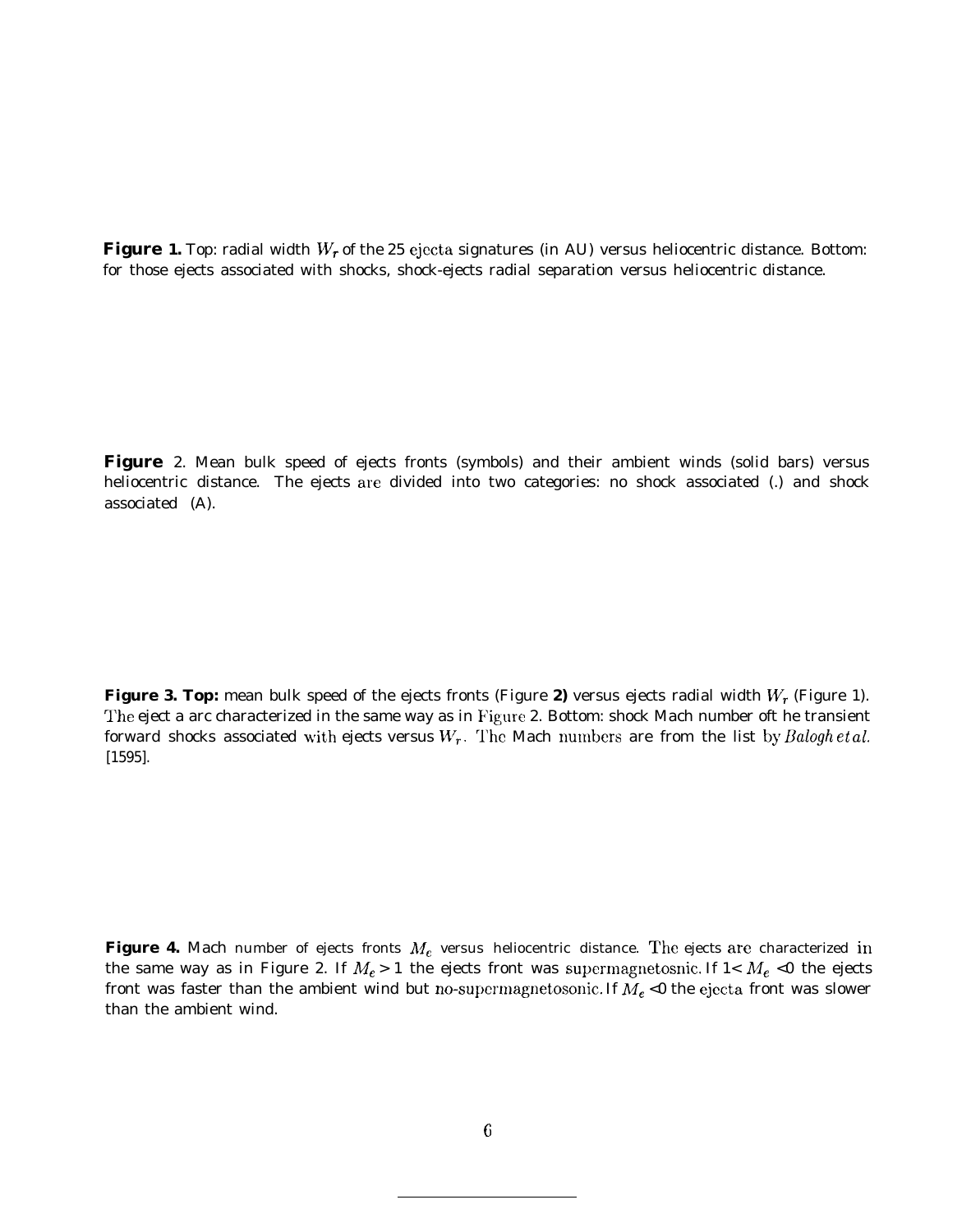**Figure 1.** Top: radial width $W_r$ of the 25 ejecta signatures (in AU) versus heliocentric distance. Bottom: for those ejects associated with shocks, shock-ejects radial separation versus heliocentric distance.

**Figure** 2. Mean bulk speed of ejects fronts (symbols) and their ambient winds (solid bars) versus heliocentric distance. The ejects are divided into two categories: no shock associated (.) and shock associated (A).

**Figure 3. Top:** mean bulk speed of the ejects fronts (Figure **2)** versus ejects radial width $W_r$ (Figure 1). The eject a arc characterized in the same way as in Figure 2. Bottom: shock Mach number oft he transient forward shocks associated with ejects versus $W_r$. The Mach numbers are from the list by *Balogh et al.* [1595].

**Figure 4.** Mach number of ejects fronts $M_e$ versus heliocentric distance. The ejects are characterized in the same way as in Figure 2. If $M_e > 1$ the ejects front was supermagnetosnic. If $1 < M_e < 0$ the ejects front was faster than the ambient wind but no-supermagnetosonic. If $M_e < 0$ the ejecta front was slower than the ambient wind.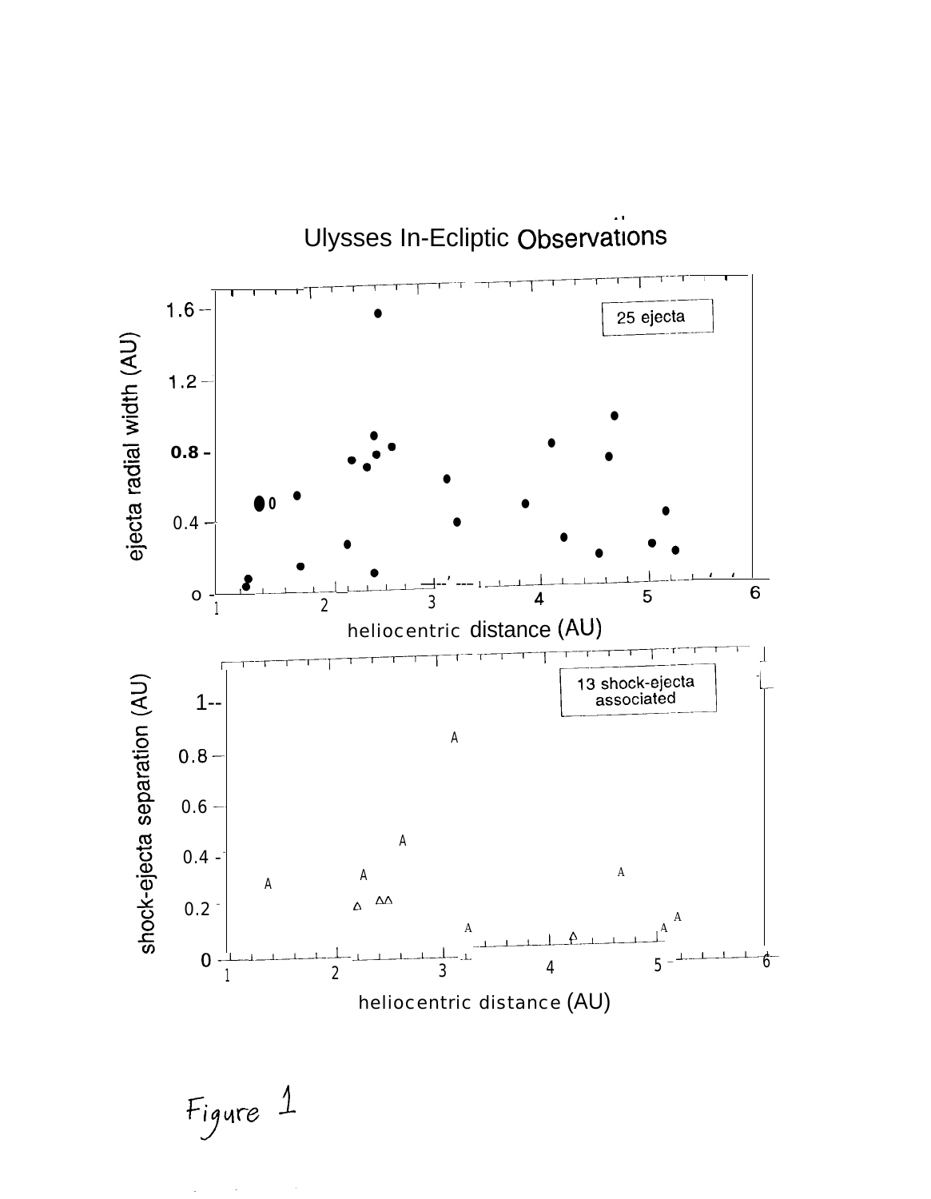Ulysses In-Ecliptic Observations

25 ejecta

ejecta radial width (AU)

1.6

1.2

0.8

0.4

0

1 2 3 4 5 6

heliocentric distance (AU)

13 shock-ejecta associated

shock-ejecta separation (AU)

1

0.8

0.6

0.4

0.2

0

1 2 3 4 5 6

heliocentric distance (AU)

Figure 1